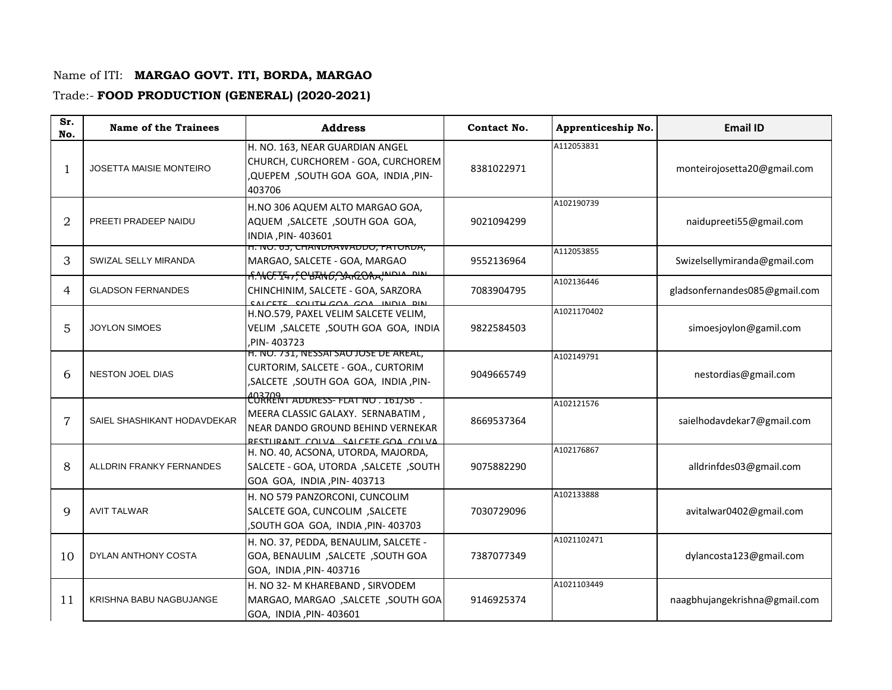Name of ITI: **MARGAO GOVT. ITI, BORDA, MARGAO**

Trade:- **FOOD PRODUCTION (GENERAL) (2020-2021)**

| Sr. No. | Name of the Trainees | Address | Contact No. | Apprenticeship No. | Email ID |
|---|---|---|---|---|---|
| 1 | JOSETTA MAISIE MONTEIRO | H. NO. 163, NEAR GUARDIAN ANGEL CHURCH, CURCHOREM - GOA, CURCHOREM ,QUEPEM ,SOUTH GOA GOA, INDIA ,PIN- 403706 | 8381022971 | A112053831 | monteirojosetta20@gmail.com |
| 2 | PREETI PRADEEP NAIDU | H.NO 306 AQUEM ALTO MARGAO GOA, AQUEM ,SALCETE ,SOUTH GOA GOA, INDIA ,PIN- 403601 | 9021094299 | A102190739 | naidupreeti55@gmail.com |
| 3 | SWIZAL SELLY MIRANDA | H. NO. 65, CHANDRAWADDO, FATORDA, MARGAO, SALCETE - GOA, MARGAO ,SALCETE ,SOUTH GOA GOA, INDIA ,PIN- | 9552136964 | A112053855 | Swizelsellymiranda@gmail.com |
| 4 | GLADSON FERNANDES | H. NO. 147, C BAND, SARZORA, CHINCHINIM, SALCETE - GOA, SARZORA ,SALCETE ,SOUTH GOA GOA, INDIA ,PIN- | 7083904795 | A102136446 | gladsonfernandes085@gmail.com |
| 5 | JOYLON SIMOES | H.NO.579, PAXEL VELIM SALCETE VELIM, VELIM ,SALCETE ,SOUTH GOA GOA, INDIA ,PIN- 403723 | 9822584503 | A1021170402 | simoesjoylon@gamil.com |
| 6 | NESTON JOEL DIAS | H. NO. 731, NESSAI SAO JOSE DE AREAL, CURTORIM, SALCETE - GOA., CURTORIM ,SALCETE ,SOUTH GOA GOA, INDIA ,PIN- 403709 | 9049665749 | A102149791 | nestordias@gmail.com |
| 7 | SAIEL SHASHIKANT HODAVDEKAR | CURRENT ADDRESS- FLAT NO . 161/S6 . MEERA CLASSIC GALAXY. SERNABATIM , NEAR DANDO GROUND BEHIND VERNEKAR RESTURANT COLVA , SALCETE GOA, COLVA | 8669537364 | A102121576 | saielhodavdekar7@gmail.com |
| 8 | ALLDRIN FRANKY FERNANDES | H. NO. 40, ACSONA, UTORDA, MAJORDA, SALCETE - GOA, UTORDA ,SALCETE ,SOUTH GOA GOA, INDIA ,PIN- 403713 | 9075882290 | A102176867 | alldrinfdes03@gmail.com |
| 9 | AVIT TALWAR | H. NO 579 PANZORCONI, CUNCOLIM SALCETE GOA, CUNCOLIM ,SALCETE ,SOUTH GOA GOA, INDIA ,PIN- 403703 | 7030729096 | A102133888 | avitalwar0402@gmail.com |
| 10 | DYLAN ANTHONY COSTA | H. NO. 37, PEDDA, BENAULIM, SALCETE - GOA, BENAULIM ,SALCETE ,SOUTH GOA GOA, INDIA ,PIN- 403716 | 7387077349 | A1021102471 | dylancosta123@gmail.com |
| 11 | KRISHNA BABU NAGBUJANGE | H. NO 32- M KHAREBAND , SIRVODEM MARGAO, MARGAO ,SALCETE ,SOUTH GOA GOA, INDIA ,PIN- 403601 | 9146925374 | A1021103449 | naagbhujangekrishna@gmail.com |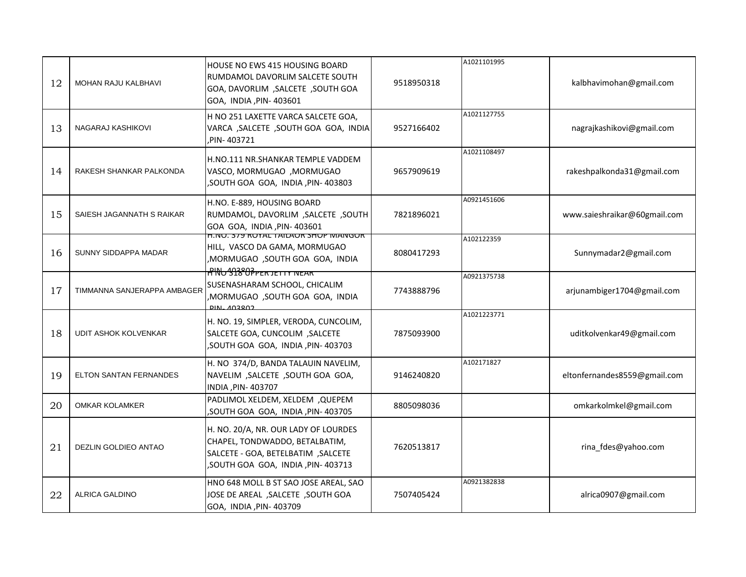| 12 | MOHAN RAJU KALBHAVI | HOUSE NO EWS 415 HOUSING BOARD RUMDAMOL DAVORLIM SALCETE SOUTH GOA, DAVORLIM ,SALCETE ,SOUTH GOA GOA, INDIA ,PIN- 403601 | 9518950318 | A1021101995 | kalbhavimohan@gmail.com |
|---|---|---|---|---|---|
| 13 | NAGARAJ KASHIKOVI | H NO 251 LAXETTE VARCA SALCETE GOA, VARCA ,SALCETE ,SOUTH GOA GOA, INDIA ,PIN- 403721 | 9527166402 | A1021127755 | nagrajkashikovi@gmail.com |
| 14 | RAKESH SHANKAR PALKONDA | H.NO.111 NR.SHANKAR TEMPLE VADDEM VASCO, MORMUGAO ,MORMUGAO ,SOUTH GOA GOA, INDIA ,PIN- 403803 | 9657909619 | A1021108497 | rakeshpalkonda31@gmail.com |
| 15 | SAIESH JAGANNATH S RAIKAR | H.NO. E-889, HOUSING BOARD RUMDAMOL, DAVORLIM ,SALCETE ,SOUTH GOA GOA, INDIA ,PIN- 403601 | 7821896021 | A0921451606 | www.saieshraikar@60gmail.com |
| 16 | SUNNY SIDDAPPA MADAR | H.NO. 379 ROYAL TAILAOR SHOP MANGOR HILL, VASCO DA GAMA, MORMUGAO ,MORMUGAO ,SOUTH GOA GOA, INDIA ,PIN- 403803 | 8080417293 | A102122359 | Sunnymadar2@gmail.com |
| 17 | TIMMANNA SANJERAPPA AMBAGER | H NO 318 UPPER JETTY NEAR SUSENASHARAM SCHOOL, CHICALIM ,MORMUGAO ,SOUTH GOA GOA, INDIA ,PIN- 403802 | 7743888796 | A0921375738 | arjunambiger1704@gmail.com |
| 18 | UDIT ASHOK KOLVENKAR | H. NO. 19, SIMPLER, VERODA, CUNCOLIM, SALCETE GOA, CUNCOLIM ,SALCETE ,SOUTH GOA GOA, INDIA ,PIN- 403703 | 7875093900 | A1021223771 | uditkolvenkar49@gmail.com |
| 19 | ELTON SANTAN FERNANDES | H. NO 374/D, BANDA TALAUIN NAVELIM, NAVELIM ,SALCETE ,SOUTH GOA GOA, INDIA ,PIN- 403707 | 9146240820 | A102171827 | eltonfernandes8559@gmail.com |
| 20 | OMKAR KOLAMKER | PADLIMOL XELDEM, XELDEM ,QUEPEM ,SOUTH GOA GOA, INDIA ,PIN- 403705 | 8805098036 | | omkarkolmkel@gmail.com |
| 21 | DEZLIN GOLDIEO ANTAO | H. NO. 20/A, NR. OUR LADY OF LOURDES CHAPEL, TONDWADDO, BETALBATIM, SALCETE - GOA, BETELBATIM ,SALCETE ,SOUTH GOA GOA, INDIA ,PIN- 403713 | 7620513817 | | rina_fdes@yahoo.com |
| 22 | ALRICA GALDINO | HNO 648 MOLL B ST SAO JOSE AREAL, SAO JOSE DE AREAL ,SALCETE ,SOUTH GOA GOA, INDIA ,PIN- 403709 | 7507405424 | A0921382838 | alrica0907@gmail.com |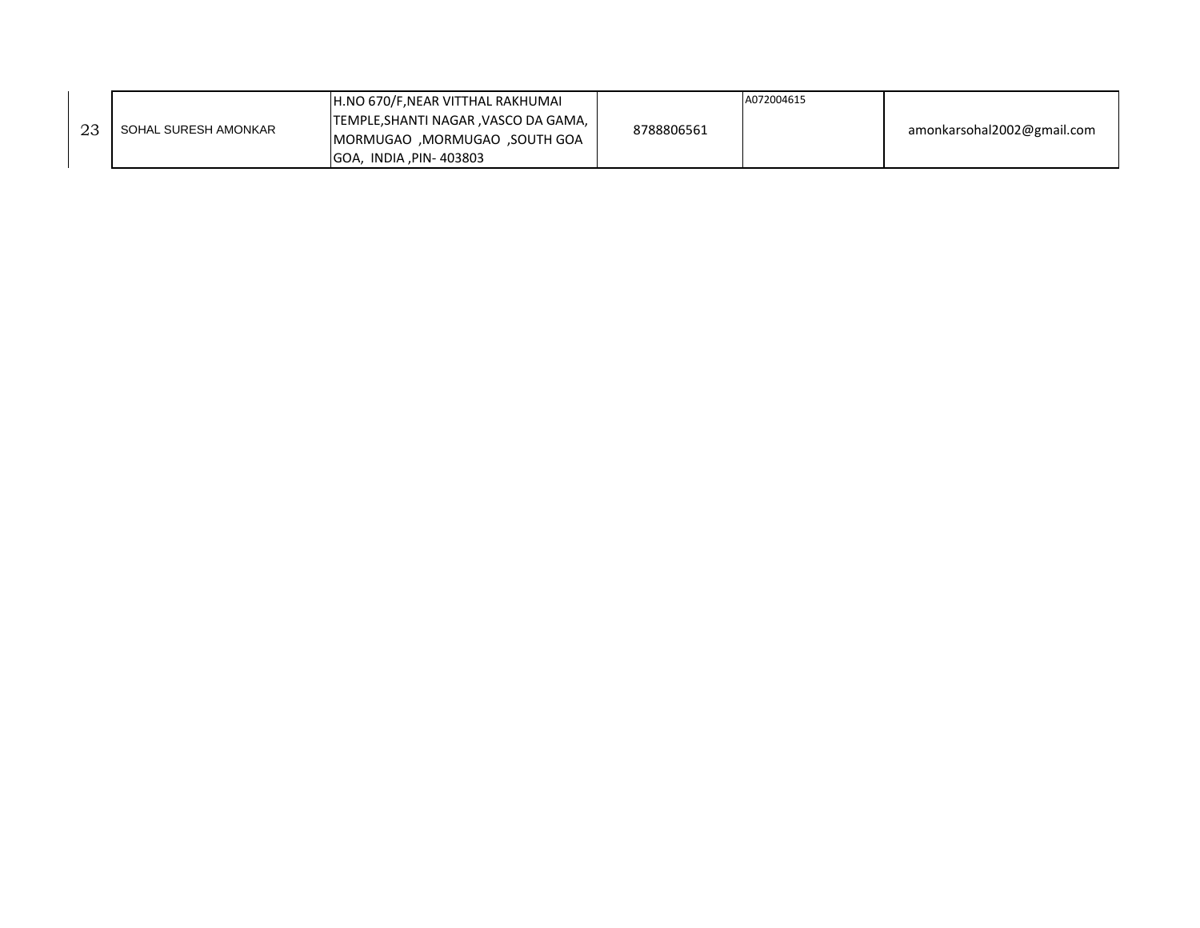| | | | | | |
|---|---|---|---|---|---|
| 23 | SOHAL SURESH AMONKAR | H.NO 670/F,NEAR VITTHAL RAKHUMAI TEMPLE,SHANTI NAGAR ,VASCO DA GAMA, MORMUGAO ,MORMUGAO ,SOUTH GOA GOA, INDIA ,PIN- 403803 | 8788806561 | A072004615 | amonkarsohal2002@gmail.com |